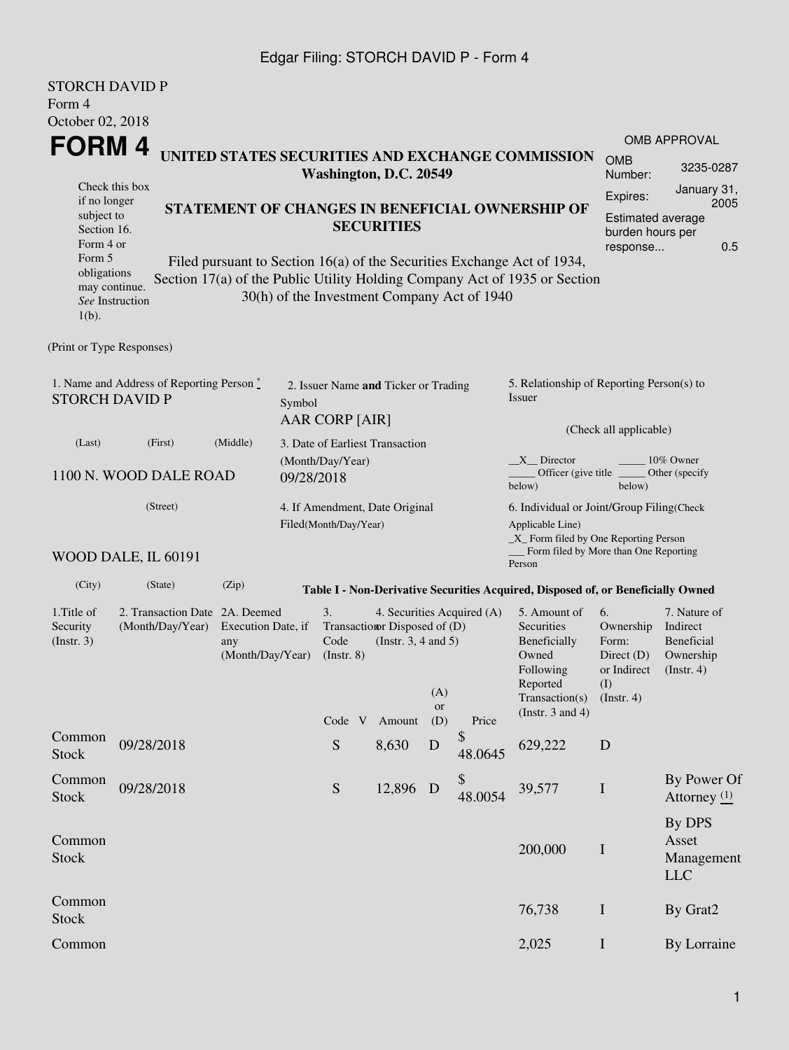Edgar Filing: STORCH DAVID P - Form 4

STORCH DAVID P
Form 4
October 02, 2018

# FORM 4

**UNITED STATES SECURITIES AND EXCHANGE COMMISSION**
**Washington, D.C. 20549**

Check this box if no longer subject to Section 16. Form 4 or Form 5 obligations may continue. *See* Instruction 1(b).

**STATEMENT OF CHANGES IN BENEFICIAL OWNERSHIP OF SECURITIES**

Filed pursuant to Section 16(a) of the Securities Exchange Act of 1934, Section 17(a) of the Public Utility Holding Company Act of 1935 or Section 30(h) of the Investment Company Act of 1940

OMB APPROVAL

| | |
|---|---|
| OMB Number: | 3235-0287 |
| Expires: | January 31, 2005 |
| Estimated average burden hours per response... | 0.5 |

(Print or Type Responses)

1. Name and Address of Reporting Person *
STORCH DAVID P

(Last) (First) (Middle)

1100 N. WOOD DALE ROAD

(Street)

WOOD DALE, IL 60191

(City) (State) (Zip)

2. Issuer Name **and** Ticker or Trading Symbol
AAR CORP [AIR]

3. Date of Earliest Transaction (Month/Day/Year)
09/28/2018

4. If Amendment, Date Original Filed(Month/Day/Year)

5. Relationship of Reporting Person(s) to Issuer

(Check all applicable)

__X__ Director _____ 10% Owner
_____ Officer (give title below) _____ Other (specify below)

6. Individual or Joint/Group Filing(Check Applicable Line)
_X_ Form filed by One Reporting Person
___ Form filed by More than One Reporting Person

**Table I - Non-Derivative Securities Acquired, Disposed of, or Beneficially Owned**

| 1.Title of Security (Instr. 3) | 2. Transaction Date (Month/Day/Year) | 2A. Deemed Execution Date, if any (Month/Day/Year) | 3. Transaction Code (Instr. 8) | | 4. Securities Acquired (A) or Disposed of (D) (Instr. 3, 4 and 5) | | | 5. Amount of Securities Beneficially Owned Following Reported Transaction(s) (Instr. 3 and 4) | 6. Ownership Form: Direct (D) or Indirect (I) (Instr. 4) | 7. Nature of Indirect Beneficial Ownership (Instr. 4) |
|---|---|---|---|---|---|---|---|---|---|---|
| | | | Code | V | Amount | (A) or (D) | Price | | | |
| Common Stock | 09/28/2018 | | S | | 8,630 | D | $ 48.0645 | 629,222 | D | |
| Common Stock | 09/28/2018 | | S | | 12,896 | D | $ 48.0054 | 39,577 | I | By Power Of Attorney (1) |
| Common Stock | | | | | | | | 200,000 | I | By DPS Asset Management LLC |
| Common Stock | | | | | | | | 76,738 | I | By Grat2 |
| Common | | | | | | | | 2,025 | I | By Lorraine |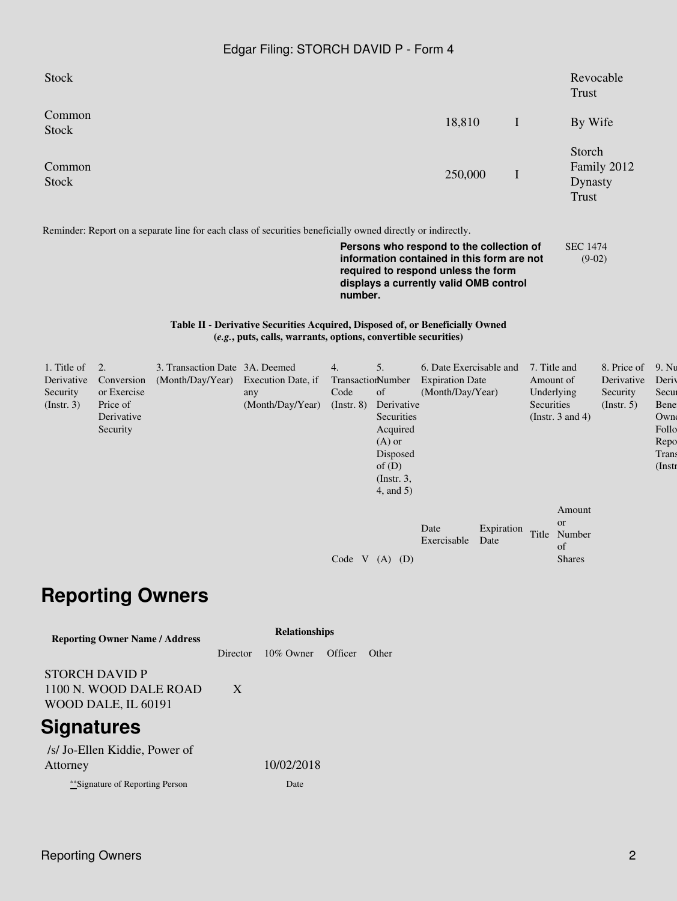| | | | | | | |
|---|---|---|---|---|---|---|
| Stock | | | | | | Revocable Trust |
| Common Stock | | | | 18,810 | I | By Wife |
| Common Stock | | | | 250,000 | I | Storch Family 2012 Dynasty Trust |

Reminder: Report on a separate line for each class of securities beneficially owned directly or indirectly.

**Persons who respond to the collection of information contained in this form are not required to respond unless the form displays a currently valid OMB control number.**

SEC 1474 (9-02)

**Table II - Derivative Securities Acquired, Disposed of, or Beneficially Owned (*e.g.*, puts, calls, warrants, options, convertible securities)**

| 1. Title of Derivative Security (Instr. 3) | 2. Conversion or Exercise Price of Derivative Security | 3. Transaction Date (Month/Day/Year) | 3A. Deemed Execution Date, if any (Month/Day/Year) | 4. Transaction Code (Instr. 8) | | 5. Number of Derivative Securities Acquired (A) or Disposed of (D) (Instr. 3, 4, and 5) | | 6. Date Exercisable and Expiration Date (Month/Day/Year) | | 7. Title and Amount of Underlying Securities (Instr. 3 and 4) | | 8. Price of Derivative Security (Instr. 5) | 9. Nu Deriv Secur Bene Owne Follo Repo Trans (Instr |
|---|---|---|---|---|---|---|---|---|---|---|---|---|---|
| | | | | Code | V | (A) | (D) | Date Exercisable | Expiration Date | Title | Amount or Number of Shares | | |

## Reporting Owners

| Reporting Owner Name / Address | Relationships | | | |
|---|---|---|---|---|
| | Director | 10% Owner | Officer | Other |
| STORCH DAVID P<br>1100 N. WOOD DALE ROAD<br>WOOD DALE, IL 60191 | X | | | |

## Signatures

| | |
|---|---|
| /s/ Jo-Ellen Kiddie, Power of Attorney | 10/02/2018 |
| **Signature of Reporting Person | Date |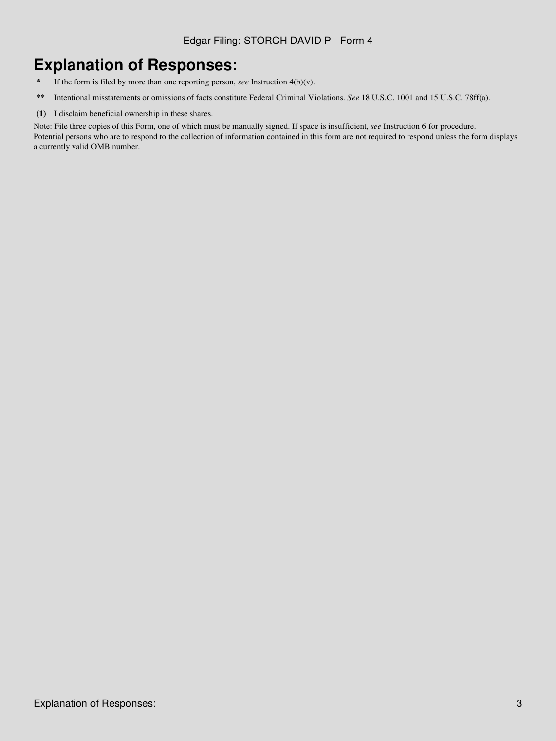# Explanation of Responses:

\* If the form is filed by more than one reporting person, *see* Instruction 4(b)(v).

\*\* Intentional misstatements or omissions of facts constitute Federal Criminal Violations. *See* 18 U.S.C. 1001 and 15 U.S.C. 78ff(a).

**(1)** I disclaim beneficial ownership in these shares.

Note: File three copies of this Form, one of which must be manually signed. If space is insufficient, *see* Instruction 6 for procedure.
Potential persons who are to respond to the collection of information contained in this form are not required to respond unless the form displays a currently valid OMB number.